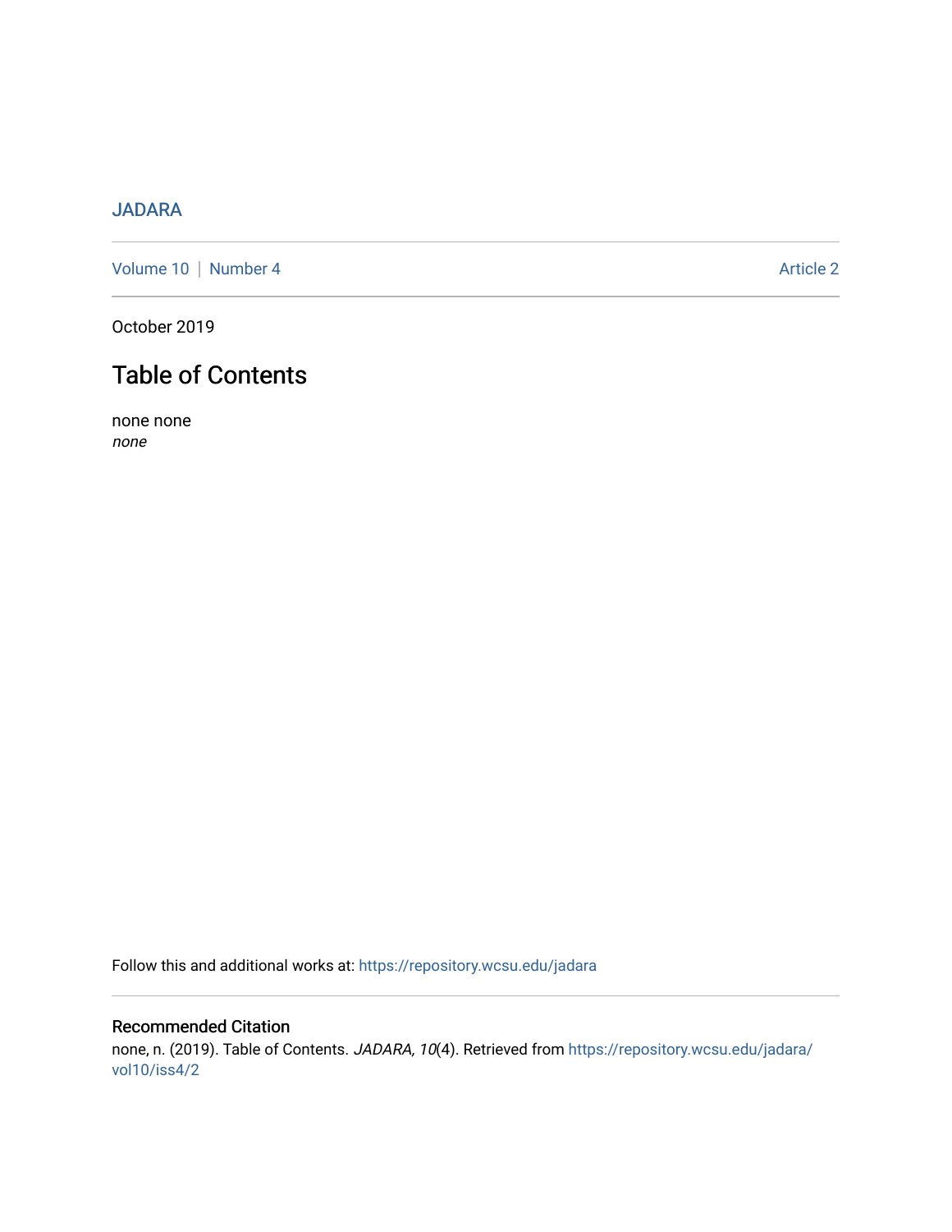JADARA

Volume 10 | Number 4 Article 2

October 2019

# Table of Contents

none none
*none*

Follow this and additional works at: https://repository.wcsu.edu/jadara

## Recommended Citation

none, n. (2019). Table of Contents. *JADARA, 10*(4). Retrieved from https://repository.wcsu.edu/jadara/vol10/iss4/2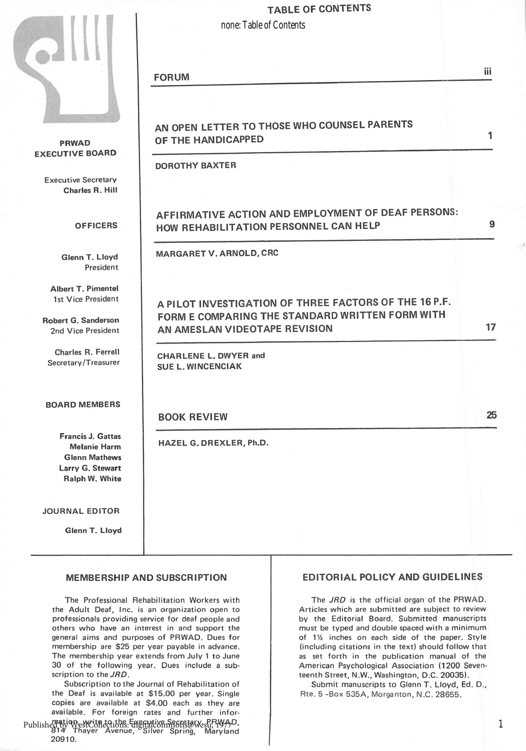# TABLE OF CONTENTS

none: Table of Contents

| | |
|---|---|
| FORUM | iii |
| AN OPEN LETTER TO THOSE WHO COUNSEL PARENTS OF THE HANDICAPPED<br>DOROTHY BAXTER | 1 |
| AFFIRMATIVE ACTION AND EMPLOYMENT OF DEAF PERSONS: HOW REHABILITATION PERSONNEL CAN HELP<br>MARGARET V. ARNOLD, CRC | 9 |
| A PILOT INVESTIGATION OF THREE FACTORS OF THE 16 P.F. FORM E COMPARING THE STANDARD WRITTEN FORM WITH AN AMESLAN VIDEOTAPE REVISION<br>CHARLENE L. DWYER and SUE L. WINCENCIAK | 17 |
| BOOK REVIEW<br>HAZEL G. DREXLER, Ph.D. | 25 |

## PRWAD EXECUTIVE BOARD

Executive Secretary
**Charles R. Hill**

### OFFICERS

**Glenn T. Lloyd**
President

**Albert T. Pimentel**
1st Vice President

**Robert G. Sanderson**
2nd Vice President

**Charles R. Ferrell**
Secretary/Treasurer

### BOARD MEMBERS

**Francis J. Gattas**
**Melanie Harm**
**Glenn Mathews**
**Larry G. Stewart**
**Ralph W. White**

### JOURNAL EDITOR

**Glenn T. Lloyd**

## MEMBERSHIP AND SUBSCRIPTION

The Professional Rehabilitation Workers with the Adult Deaf, Inc. is an organization open to professionals providing service for deaf people and others who have an interest in and support the general aims and purposes of PRWAD. Dues for membership are $25 per year payable in advance. The membership year extends from July 1 to June 30 of the following year. Dues include a subscription to the *JRD*.

Subscription to the Journal of Rehabilitation of the Deaf is available at $15.00 per year. Single copies are available at $4.00 each as they are available. For foreign rates and further information, write to the Executive Secretary, PRWAD, 814 Thayer Avenue, Silver Spring, Maryland 20910.

## EDITORIAL POLICY AND GUIDELINES

The *JRD* is the official organ of the PRWAD. Articles which are submitted are subject to review by the Editorial Board. Submitted manuscripts must be typed and double spaced with a minimum of 1½ inches on each side of the paper. Style (including citations in the text) should follow that as set forth in the publication manual of the American Psychological Association (1200 Seventeenth Street, N.W., Washington, D.C. 20035).

Submit manuscripts to Glenn T. Lloyd, Ed. D., Rte. 5 -Box 535A, Morganton, N.C. 28655.

Published by WestCollections: digitalcommons@wcsu, 1977